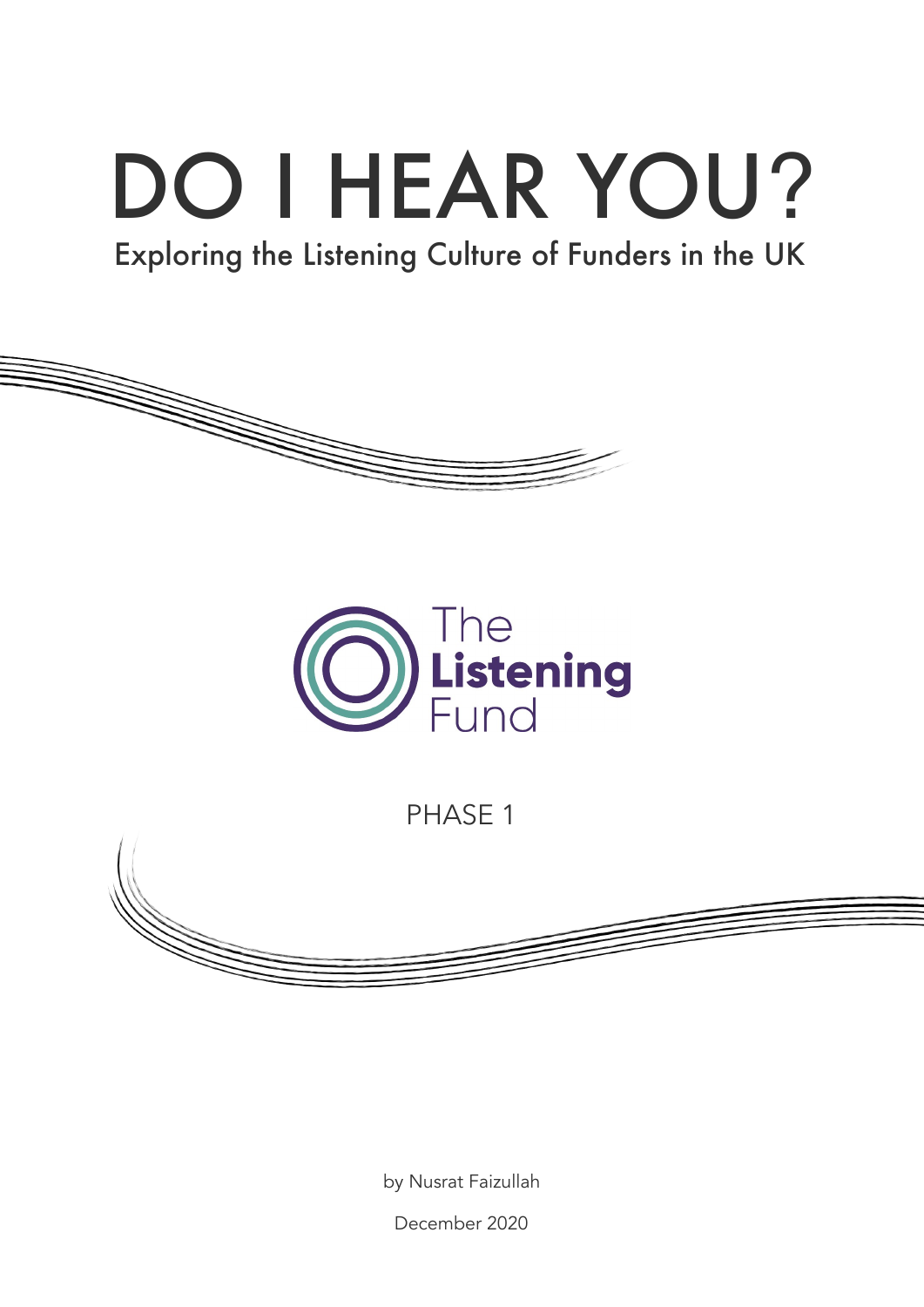# DO I HEAR YOU?

## Exploring the Listening Culture of Funders in the UK

The Listening Fund

PHASE 1

by Nusrat Faizullah

December 2020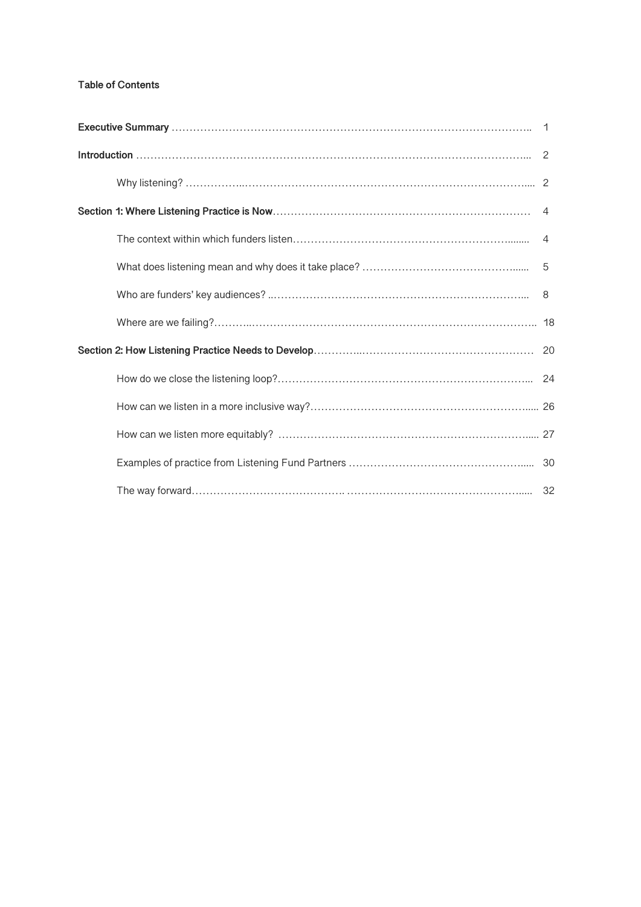**Table of Contents**

**Executive Summary** …… 1

**Introduction** …… 2

- Why listening? …… 2

**Section 1: Where Listening Practice is Now** …… 4

- The context within which funders listen …… 4
- What does listening mean and why does it take place? …… 5
- Who are funders' key audiences? …… 8
- Where are we failing? …… 18

**Section 2: How Listening Practice Needs to Develop** …… 20

- How do we close the listening loop? …… 24
- How can we listen in a more inclusive way? …… 26
- How can we listen more equitably? …… 27
- Examples of practice from Listening Fund Partners …… 30
- The way forward …… 32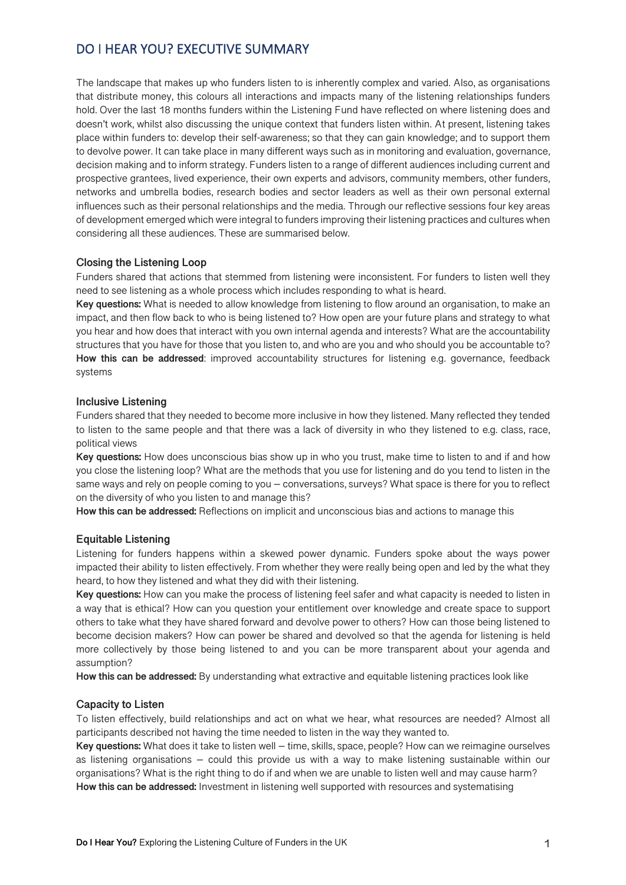# DO I HEAR YOU? EXECUTIVE SUMMARY

The landscape that makes up who funders listen to is inherently complex and varied. Also, as organisations that distribute money, this colours all interactions and impacts many of the listening relationships funders hold. Over the last 18 months funders within the Listening Fund have reflected on where listening does and doesn't work, whilst also discussing the unique context that funders listen within. At present, listening takes place within funders to: develop their self-awareness; so that they can gain knowledge; and to support them to devolve power. It can take place in many different ways such as in monitoring and evaluation, governance, decision making and to inform strategy. Funders listen to a range of different audiences including current and prospective grantees, lived experience, their own experts and advisors, community members, other funders, networks and umbrella bodies, research bodies and sector leaders as well as their own personal external influences such as their personal relationships and the media. Through our reflective sessions four key areas of development emerged which were integral to funders improving their listening practices and cultures when considering all these audiences. These are summarised below.

### Closing the Listening Loop

Funders shared that actions that stemmed from listening were inconsistent. For funders to listen well they need to see listening as a whole process which includes responding to what is heard.

**Key questions:** What is needed to allow knowledge from listening to flow around an organisation, to make an impact, and then flow back to who is being listened to? How open are your future plans and strategy to what you hear and how does that interact with you own internal agenda and interests? What are the accountability structures that you have for those that you listen to, and who are you and who should you be accountable to?

**How this can be addressed**: improved accountability structures for listening e.g. governance, feedback systems

### Inclusive Listening

Funders shared that they needed to become more inclusive in how they listened. Many reflected they tended to listen to the same people and that there was a lack of diversity in who they listened to e.g. class, race, political views

**Key questions:** How does unconscious bias show up in who you trust, make time to listen to and if and how you close the listening loop? What are the methods that you use for listening and do you tend to listen in the same ways and rely on people coming to you – conversations, surveys? What space is there for you to reflect on the diversity of who you listen to and manage this?

**How this can be addressed:** Reflections on implicit and unconscious bias and actions to manage this

### Equitable Listening

Listening for funders happens within a skewed power dynamic. Funders spoke about the ways power impacted their ability to listen effectively. From whether they were really being open and led by the what they heard, to how they listened and what they did with their listening.

**Key questions:** How can you make the process of listening feel safer and what capacity is needed to listen in a way that is ethical? How can you question your entitlement over knowledge and create space to support others to take what they have shared forward and devolve power to others? How can those being listened to become decision makers? How can power be shared and devolved so that the agenda for listening is held more collectively by those being listened to and you can be more transparent about your agenda and assumption?

**How this can be addressed:** By understanding what extractive and equitable listening practices look like

### Capacity to Listen

To listen effectively, build relationships and act on what we hear, what resources are needed? Almost all participants described not having the time needed to listen in the way they wanted to.

**Key questions:** What does it take to listen well – time, skills, space, people? How can we reimagine ourselves as listening organisations – could this provide us with a way to make listening sustainable within our organisations? What is the right thing to do if and when we are unable to listen well and may cause harm?

**How this can be addressed:** Investment in listening well supported with resources and systematising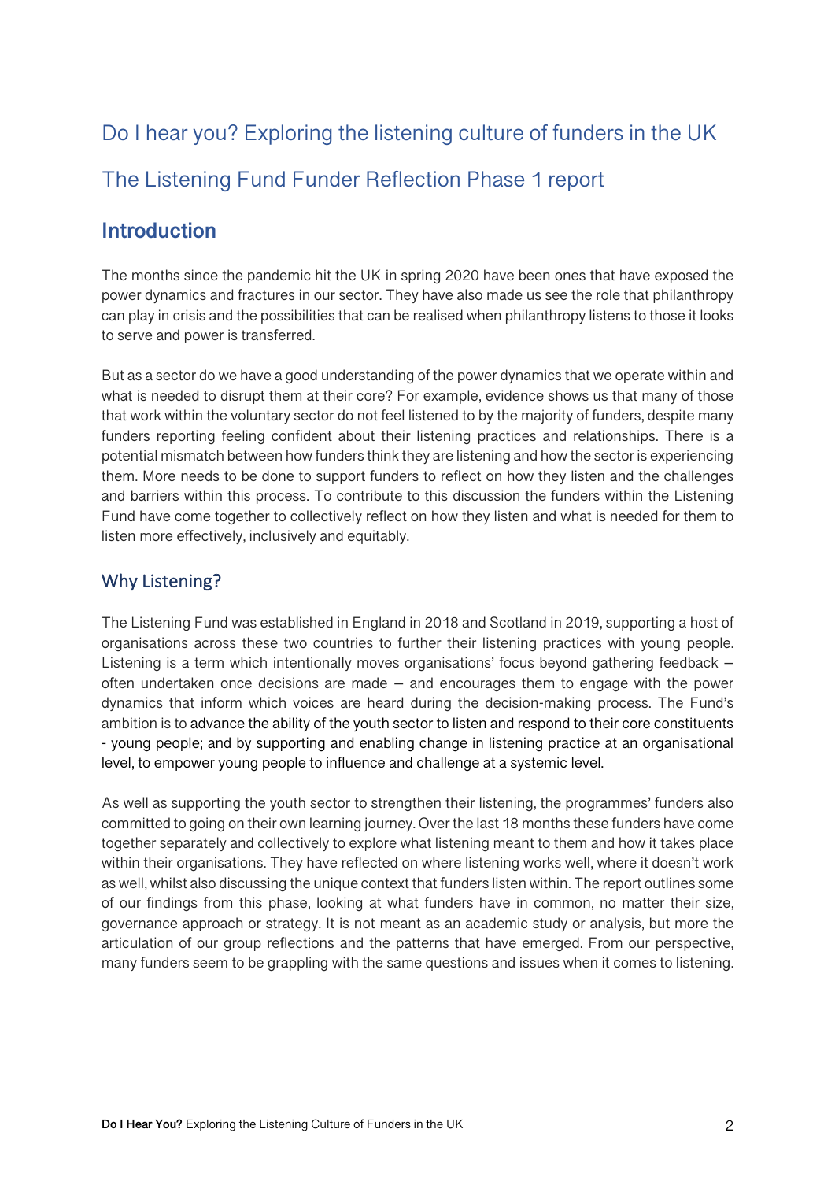# Do I hear you? Exploring the listening culture of funders in the UK

# The Listening Fund Funder Reflection Phase 1 report

## Introduction

The months since the pandemic hit the UK in spring 2020 have been ones that have exposed the power dynamics and fractures in our sector. They have also made us see the role that philanthropy can play in crisis and the possibilities that can be realised when philanthropy listens to those it looks to serve and power is transferred.

But as a sector do we have a good understanding of the power dynamics that we operate within and what is needed to disrupt them at their core? For example, evidence shows us that many of those that work within the voluntary sector do not feel listened to by the majority of funders, despite many funders reporting feeling confident about their listening practices and relationships. There is a potential mismatch between how funders think they are listening and how the sector is experiencing them. More needs to be done to support funders to reflect on how they listen and the challenges and barriers within this process. To contribute to this discussion the funders within the Listening Fund have come together to collectively reflect on how they listen and what is needed for them to listen more effectively, inclusively and equitably.

### Why Listening?

The Listening Fund was established in England in 2018 and Scotland in 2019, supporting a host of organisations across these two countries to further their listening practices with young people. Listening is a term which intentionally moves organisations' focus beyond gathering feedback – often undertaken once decisions are made – and encourages them to engage with the power dynamics that inform which voices are heard during the decision-making process. The Fund's ambition is to advance the ability of the youth sector to listen and respond to their core constituents - young people; and by supporting and enabling change in listening practice at an organisational level, to empower young people to influence and challenge at a systemic level.

As well as supporting the youth sector to strengthen their listening, the programmes' funders also committed to going on their own learning journey. Over the last 18 months these funders have come together separately and collectively to explore what listening meant to them and how it takes place within their organisations. They have reflected on where listening works well, where it doesn't work as well, whilst also discussing the unique context that funders listen within. The report outlines some of our findings from this phase, looking at what funders have in common, no matter their size, governance approach or strategy. It is not meant as an academic study or analysis, but more the articulation of our group reflections and the patterns that have emerged. From our perspective, many funders seem to be grappling with the same questions and issues when it comes to listening.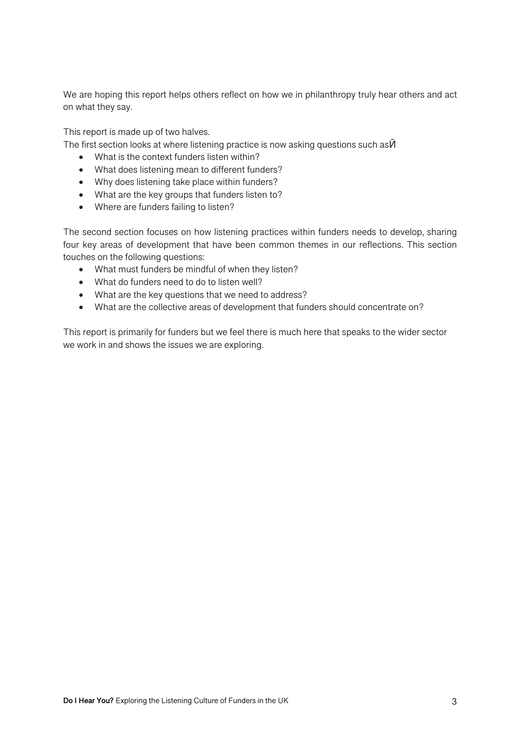We are hoping this report helps others reflect on how we in philanthropy truly hear others and act on what they say.

This report is made up of two halves.

The first section looks at where listening practice is now asking questions such asЍ

- What is the context funders listen within?
- What does listening mean to different funders?
- Why does listening take place within funders?
- What are the key groups that funders listen to?
- Where are funders failing to listen?

The second section focuses on how listening practices within funders needs to develop, sharing four key areas of development that have been common themes in our reflections. This section touches on the following questions:

- What must funders be mindful of when they listen?
- What do funders need to do to listen well?
- What are the key questions that we need to address?
- What are the collective areas of development that funders should concentrate on?

This report is primarily for funders but we feel there is much here that speaks to the wider sector we work in and shows the issues we are exploring.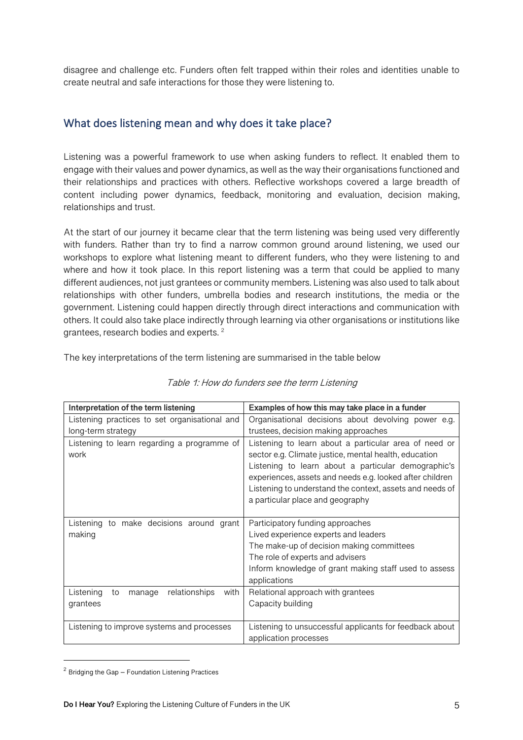disagree and challenge etc. Funders often felt trapped within their roles and identities unable to create neutral and safe interactions for those they were listening to.

## What does listening mean and why does it take place?

Listening was a powerful framework to use when asking funders to reflect. It enabled them to engage with their values and power dynamics, as well as the way their organisations functioned and their relationships and practices with others. Reflective workshops covered a large breadth of content including power dynamics, feedback, monitoring and evaluation, decision making, relationships and trust.

At the start of our journey it became clear that the term listening was being used very differently with funders. Rather than try to find a narrow common ground around listening, we used our workshops to explore what listening meant to different funders, who they were listening to and where and how it took place. In this report listening was a term that could be applied to many different audiences, not just grantees or community members. Listening was also used to talk about relationships with other funders, umbrella bodies and research institutions, the media or the government. Listening could happen directly through direct interactions and communication with others. It could also take place indirectly through learning via other organisations or institutions like grantees, research bodies and experts. [2]

The key interpretations of the term listening are summarised in the table below

*Table 1: How do funders see the term Listening*

| Interpretation of the term listening | Examples of how this may take place in a funder |
|---|---|
| Listening practices to set organisational and long-term strategy | Organisational decisions about devolving power e.g. trustees, decision making approaches |
| Listening to learn regarding a programme of work | Listening to learn about a particular area of need or sector e.g. Climate justice, mental health, education<br>Listening to learn about a particular demographic's experiences, assets and needs e.g. looked after children<br>Listening to understand the context, assets and needs of a particular place and geography |
| Listening to make decisions around grant making | Participatory funding approaches<br>Lived experience experts and leaders<br>The make-up of decision making committees<br>The role of experts and advisers<br>Inform knowledge of grant making staff used to assess applications |
| Listening to manage relationships with grantees | Relational approach with grantees<br>Capacity building |
| Listening to improve systems and processes | Listening to unsuccessful applicants for feedback about application processes |

[2] Bridging the Gap – Foundation Listening Practices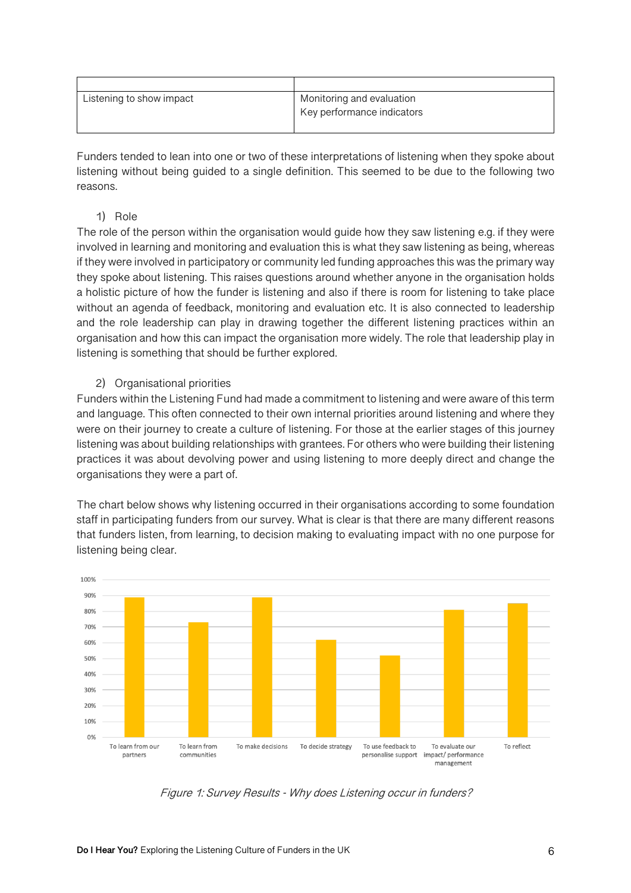| | |
|---|---|
| Listening to show impact | Monitoring and evaluation<br>Key performance indicators |

Funders tended to lean into one or two of these interpretations of listening when they spoke about listening without being guided to a single definition. This seemed to be due to the following two reasons.

1) Role

The role of the person within the organisation would guide how they saw listening e.g. if they were involved in learning and monitoring and evaluation this is what they saw listening as being, whereas if they were involved in participatory or community led funding approaches this was the primary way they spoke about listening. This raises questions around whether anyone in the organisation holds a holistic picture of how the funder is listening and also if there is room for listening to take place without an agenda of feedback, monitoring and evaluation etc. It is also connected to leadership and the role leadership can play in drawing together the different listening practices within an organisation and how this can impact the organisation more widely. The role that leadership play in listening is something that should be further explored.

2) Organisational priorities

Funders within the Listening Fund had made a commitment to listening and were aware of this term and language. This often connected to their own internal priorities around listening and where they were on their journey to create a culture of listening. For those at the earlier stages of this journey listening was about building relationships with grantees. For others who were building their listening practices it was about devolving power and using listening to more deeply direct and change the organisations they were a part of.

The chart below shows why listening occurred in their organisations according to some foundation staff in participating funders from our survey. What is clear is that there are many different reasons that funders listen, from learning, to decision making to evaluating impact with no one purpose for listening being clear.

*Figure 1: Survey Results - Why does Listening occur in funders?*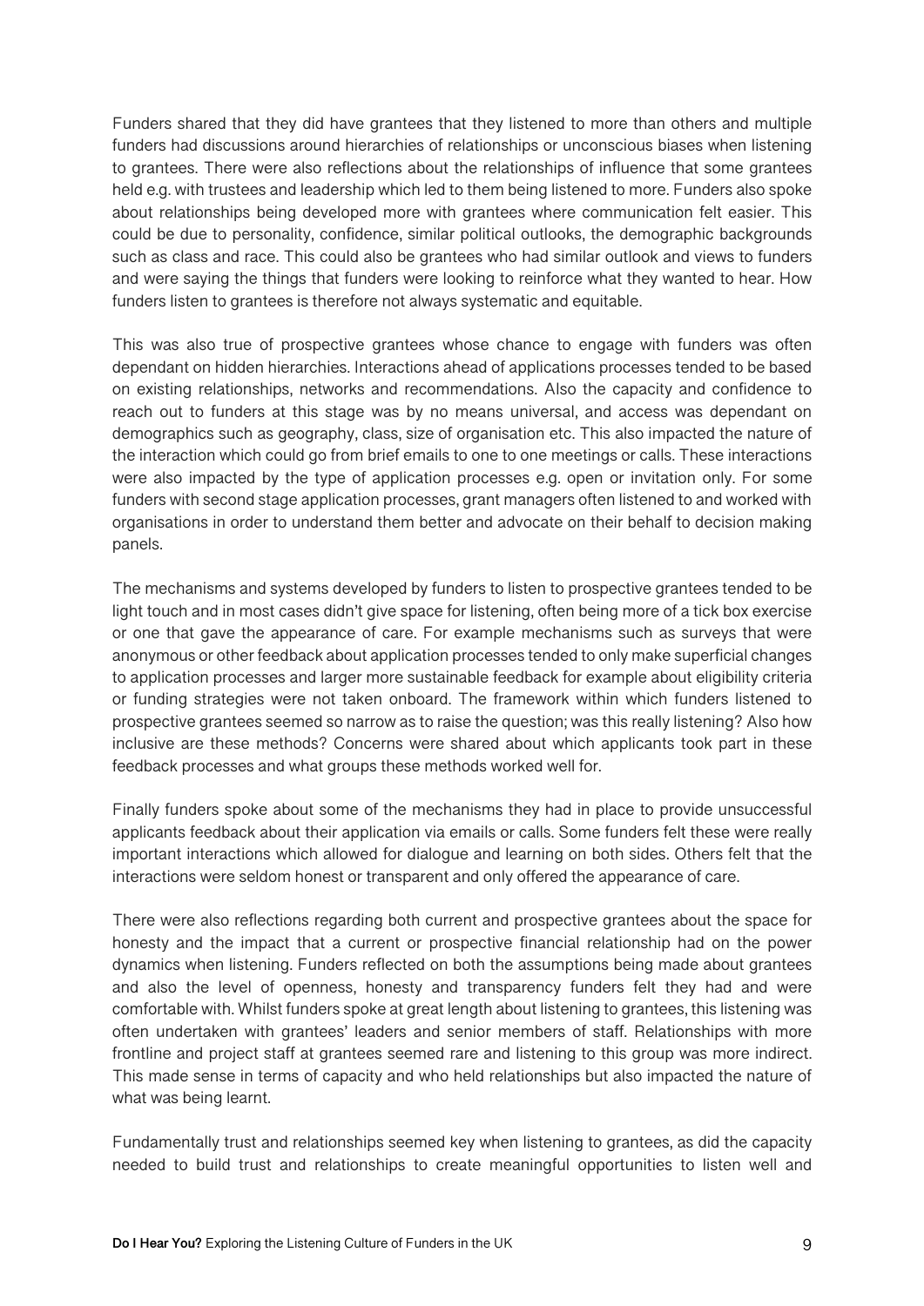Funders shared that they did have grantees that they listened to more than others and multiple funders had discussions around hierarchies of relationships or unconscious biases when listening to grantees. There were also reflections about the relationships of influence that some grantees held e.g. with trustees and leadership which led to them being listened to more. Funders also spoke about relationships being developed more with grantees where communication felt easier. This could be due to personality, confidence, similar political outlooks, the demographic backgrounds such as class and race. This could also be grantees who had similar outlook and views to funders and were saying the things that funders were looking to reinforce what they wanted to hear. How funders listen to grantees is therefore not always systematic and equitable.

This was also true of prospective grantees whose chance to engage with funders was often dependant on hidden hierarchies. Interactions ahead of applications processes tended to be based on existing relationships, networks and recommendations. Also the capacity and confidence to reach out to funders at this stage was by no means universal, and access was dependant on demographics such as geography, class, size of organisation etc. This also impacted the nature of the interaction which could go from brief emails to one to one meetings or calls. These interactions were also impacted by the type of application processes e.g. open or invitation only. For some funders with second stage application processes, grant managers often listened to and worked with organisations in order to understand them better and advocate on their behalf to decision making panels.

The mechanisms and systems developed by funders to listen to prospective grantees tended to be light touch and in most cases didn't give space for listening, often being more of a tick box exercise or one that gave the appearance of care. For example mechanisms such as surveys that were anonymous or other feedback about application processes tended to only make superficial changes to application processes and larger more sustainable feedback for example about eligibility criteria or funding strategies were not taken onboard. The framework within which funders listened to prospective grantees seemed so narrow as to raise the question; was this really listening? Also how inclusive are these methods? Concerns were shared about which applicants took part in these feedback processes and what groups these methods worked well for.

Finally funders spoke about some of the mechanisms they had in place to provide unsuccessful applicants feedback about their application via emails or calls. Some funders felt these were really important interactions which allowed for dialogue and learning on both sides. Others felt that the interactions were seldom honest or transparent and only offered the appearance of care.

There were also reflections regarding both current and prospective grantees about the space for honesty and the impact that a current or prospective financial relationship had on the power dynamics when listening. Funders reflected on both the assumptions being made about grantees and also the level of openness, honesty and transparency funders felt they had and were comfortable with. Whilst funders spoke at great length about listening to grantees, this listening was often undertaken with grantees' leaders and senior members of staff. Relationships with more frontline and project staff at grantees seemed rare and listening to this group was more indirect. This made sense in terms of capacity and who held relationships but also impacted the nature of what was being learnt.

Fundamentally trust and relationships seemed key when listening to grantees, as did the capacity needed to build trust and relationships to create meaningful opportunities to listen well and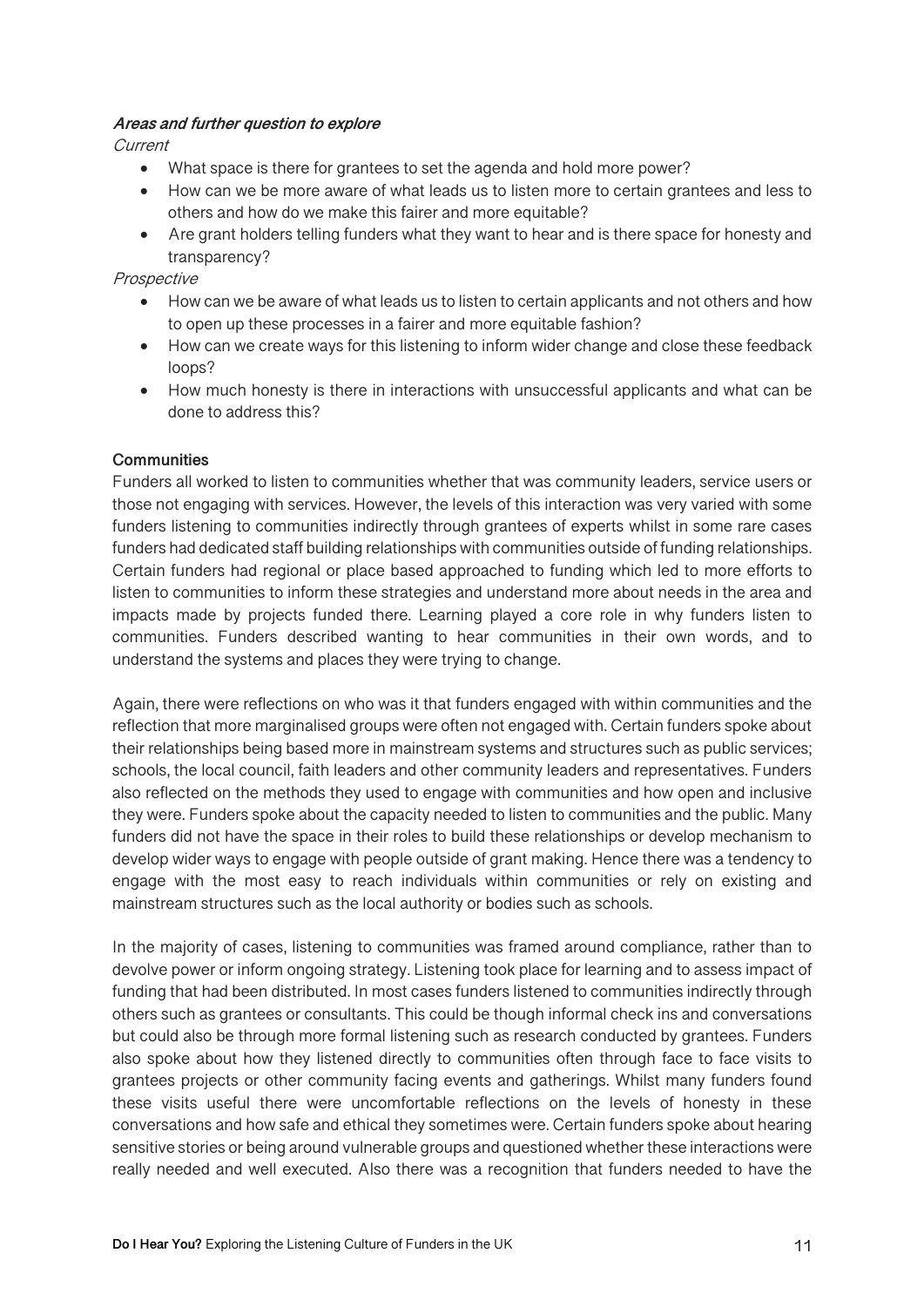***Areas and further question to explore***

*Current*

- What space is there for grantees to set the agenda and hold more power?
- How can we be more aware of what leads us to listen more to certain grantees and less to others and how do we make this fairer and more equitable?
- Are grant holders telling funders what they want to hear and is there space for honesty and transparency?

*Prospective*

- How can we be aware of what leads us to listen to certain applicants and not others and how to open up these processes in a fairer and more equitable fashion?
- How can we create ways for this listening to inform wider change and close these feedback loops?
- How much honesty is there in interactions with unsuccessful applicants and what can be done to address this?

**Communities**

Funders all worked to listen to communities whether that was community leaders, service users or those not engaging with services. However, the levels of this interaction was very varied with some funders listening to communities indirectly through grantees of experts whilst in some rare cases funders had dedicated staff building relationships with communities outside of funding relationships. Certain funders had regional or place based approached to funding which led to more efforts to listen to communities to inform these strategies and understand more about needs in the area and impacts made by projects funded there. Learning played a core role in why funders listen to communities. Funders described wanting to hear communities in their own words, and to understand the systems and places they were trying to change.

Again, there were reflections on who was it that funders engaged with within communities and the reflection that more marginalised groups were often not engaged with. Certain funders spoke about their relationships being based more in mainstream systems and structures such as public services; schools, the local council, faith leaders and other community leaders and representatives. Funders also reflected on the methods they used to engage with communities and how open and inclusive they were. Funders spoke about the capacity needed to listen to communities and the public. Many funders did not have the space in their roles to build these relationships or develop mechanism to develop wider ways to engage with people outside of grant making. Hence there was a tendency to engage with the most easy to reach individuals within communities or rely on existing and mainstream structures such as the local authority or bodies such as schools.

In the majority of cases, listening to communities was framed around compliance, rather than to devolve power or inform ongoing strategy. Listening took place for learning and to assess impact of funding that had been distributed. In most cases funders listened to communities indirectly through others such as grantees or consultants. This could be though informal check ins and conversations but could also be through more formal listening such as research conducted by grantees. Funders also spoke about how they listened directly to communities often through face to face visits to grantees projects or other community facing events and gatherings. Whilst many funders found these visits useful there were uncomfortable reflections on the levels of honesty in these conversations and how safe and ethical they sometimes were. Certain funders spoke about hearing sensitive stories or being around vulnerable groups and questioned whether these interactions were really needed and well executed. Also there was a recognition that funders needed to have the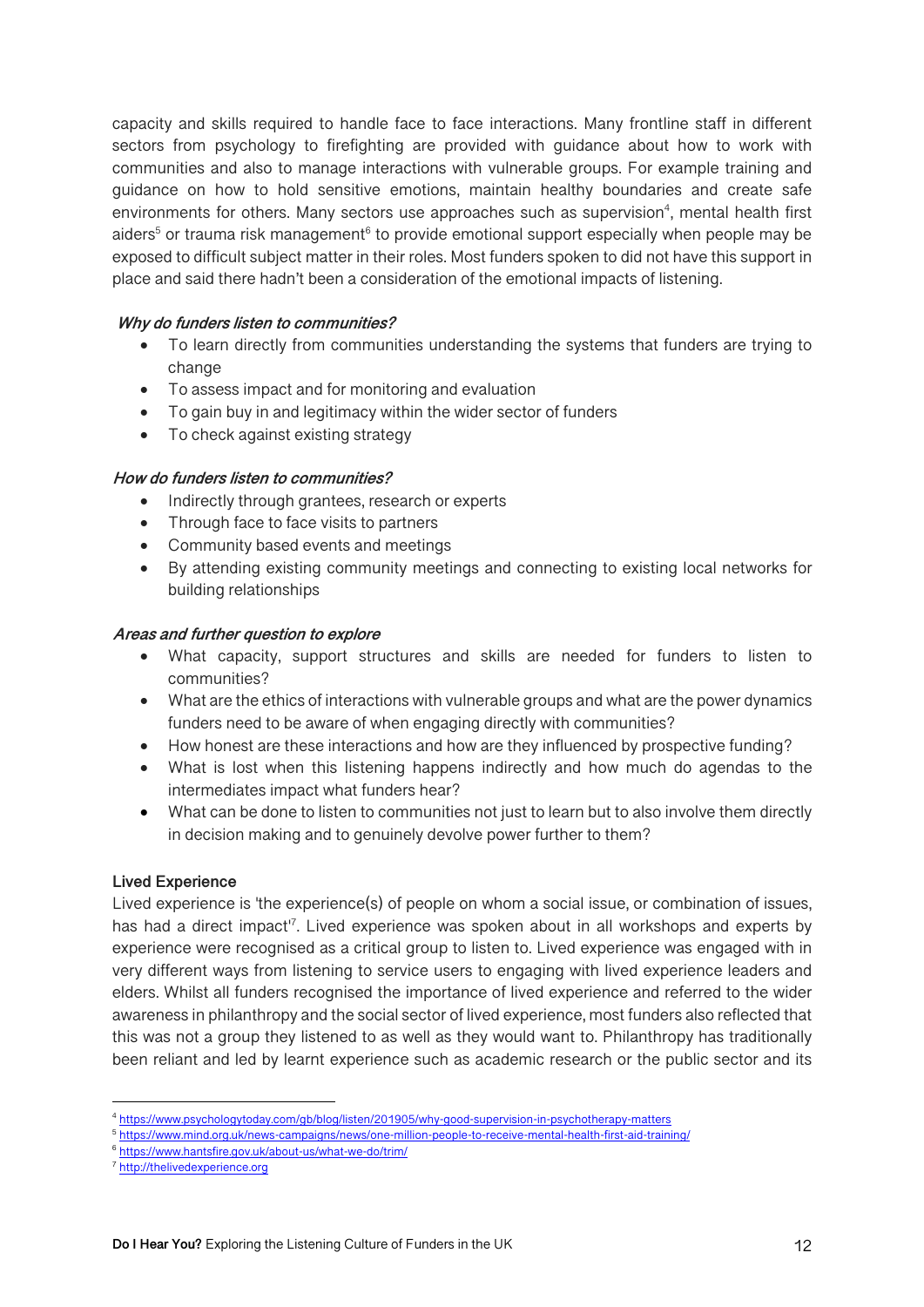capacity and skills required to handle face to face interactions. Many frontline staff in different sectors from psychology to firefighting are provided with guidance about how to work with communities and also to manage interactions with vulnerable groups. For example training and guidance on how to hold sensitive emotions, maintain healthy boundaries and create safe environments for others. Many sectors use approaches such as supervision[4], mental health first aiders[5] or trauma risk management[6] to provide emotional support especially when people may be exposed to difficult subject matter in their roles. Most funders spoken to did not have this support in place and said there hadn't been a consideration of the emotional impacts of listening.

***Why do funders listen to communities?***

- To learn directly from communities understanding the systems that funders are trying to change
- To assess impact and for monitoring and evaluation
- To gain buy in and legitimacy within the wider sector of funders
- To check against existing strategy

***How do funders listen to communities?***

- Indirectly through grantees, research or experts
- Through face to face visits to partners
- Community based events and meetings
- By attending existing community meetings and connecting to existing local networks for building relationships

***Areas and further question to explore***

- What capacity, support structures and skills are needed for funders to listen to communities?
- What are the ethics of interactions with vulnerable groups and what are the power dynamics funders need to be aware of when engaging directly with communities?
- How honest are these interactions and how are they influenced by prospective funding?
- What is lost when this listening happens indirectly and how much do agendas to the intermediates impact what funders hear?
- What can be done to listen to communities not just to learn but to also involve them directly in decision making and to genuinely devolve power further to them?

**Lived Experience**

Lived experience is 'the experience(s) of people on whom a social issue, or combination of issues, has had a direct impact'[7]. Lived experience was spoken about in all workshops and experts by experience were recognised as a critical group to listen to. Lived experience was engaged with in very different ways from listening to service users to engaging with lived experience leaders and elders. Whilst all funders recognised the importance of lived experience and referred to the wider awareness in philanthropy and the social sector of lived experience, most funders also reflected that this was not a group they listened to as well as they would want to. Philanthropy has traditionally been reliant and led by learnt experience such as academic research or the public sector and its

---

[4] https://www.psychologytoday.com/gb/blog/listen/201905/why-good-supervision-in-psychotherapy-matters

[5] https://www.mind.org.uk/news-campaigns/news/one-million-people-to-receive-mental-health-first-aid-training/

[6] https://www.hantsfire.gov.uk/about-us/what-we-do/trim/

[7] http://thelivedexperience.org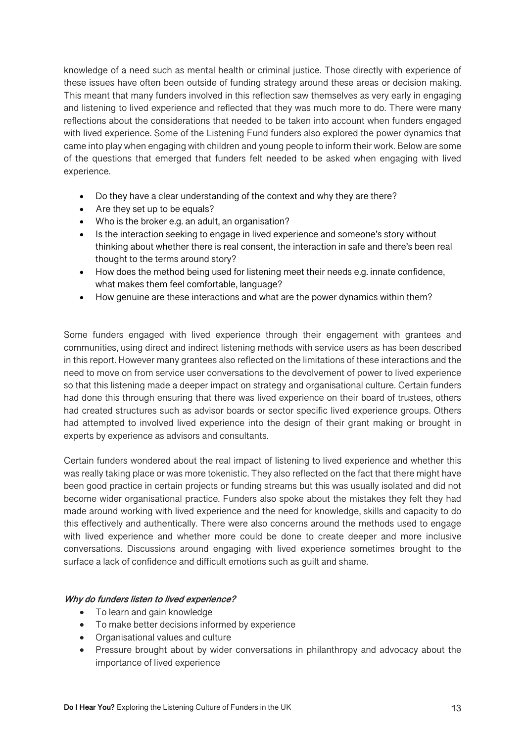knowledge of a need such as mental health or criminal justice. Those directly with experience of these issues have often been outside of funding strategy around these areas or decision making. This meant that many funders involved in this reflection saw themselves as very early in engaging and listening to lived experience and reflected that they was much more to do. There were many reflections about the considerations that needed to be taken into account when funders engaged with lived experience. Some of the Listening Fund funders also explored the power dynamics that came into play when engaging with children and young people to inform their work. Below are some of the questions that emerged that funders felt needed to be asked when engaging with lived experience.

- Do they have a clear understanding of the context and why they are there?
- Are they set up to be equals?
- Who is the broker e.g. an adult, an organisation?
- Is the interaction seeking to engage in lived experience and someone's story without thinking about whether there is real consent, the interaction in safe and there's been real thought to the terms around story?
- How does the method being used for listening meet their needs e.g. innate confidence, what makes them feel comfortable, language?
- How genuine are these interactions and what are the power dynamics within them?

Some funders engaged with lived experience through their engagement with grantees and communities, using direct and indirect listening methods with service users as has been described in this report. However many grantees also reflected on the limitations of these interactions and the need to move on from service user conversations to the devolvement of power to lived experience so that this listening made a deeper impact on strategy and organisational culture. Certain funders had done this through ensuring that there was lived experience on their board of trustees, others had created structures such as advisor boards or sector specific lived experience groups. Others had attempted to involved lived experience into the design of their grant making or brought in experts by experience as advisors and consultants.

Certain funders wondered about the real impact of listening to lived experience and whether this was really taking place or was more tokenistic. They also reflected on the fact that there might have been good practice in certain projects or funding streams but this was usually isolated and did not become wider organisational practice. Funders also spoke about the mistakes they felt they had made around working with lived experience and the need for knowledge, skills and capacity to do this effectively and authentically. There were also concerns around the methods used to engage with lived experience and whether more could be done to create deeper and more inclusive conversations. Discussions around engaging with lived experience sometimes brought to the surface a lack of confidence and difficult emotions such as guilt and shame.

***Why do funders listen to lived experience?***

- To learn and gain knowledge
- To make better decisions informed by experience
- Organisational values and culture
- Pressure brought about by wider conversations in philanthropy and advocacy about the importance of lived experience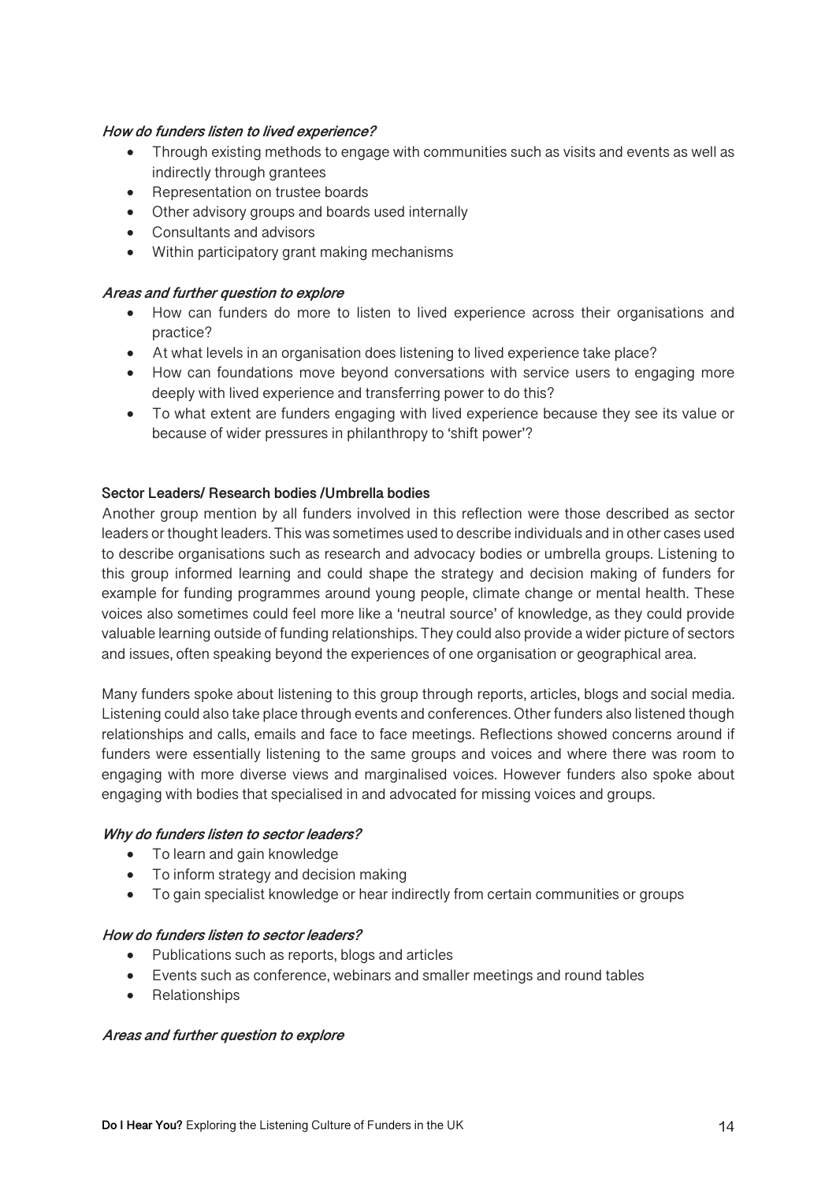***How do funders listen to lived experience?***

- Through existing methods to engage with communities such as visits and events as well as indirectly through grantees
- Representation on trustee boards
- Other advisory groups and boards used internally
- Consultants and advisors
- Within participatory grant making mechanisms

***Areas and further question to explore***

- How can funders do more to listen to lived experience across their organisations and practice?
- At what levels in an organisation does listening to lived experience take place?
- How can foundations move beyond conversations with service users to engaging more deeply with lived experience and transferring power to do this?
- To what extent are funders engaging with lived experience because they see its value or because of wider pressures in philanthropy to 'shift power'?

**Sector Leaders/ Research bodies /Umbrella bodies**

Another group mention by all funders involved in this reflection were those described as sector leaders or thought leaders. This was sometimes used to describe individuals and in other cases used to describe organisations such as research and advocacy bodies or umbrella groups. Listening to this group informed learning and could shape the strategy and decision making of funders for example for funding programmes around young people, climate change or mental health. These voices also sometimes could feel more like a 'neutral source' of knowledge, as they could provide valuable learning outside of funding relationships. They could also provide a wider picture of sectors and issues, often speaking beyond the experiences of one organisation or geographical area.

Many funders spoke about listening to this group through reports, articles, blogs and social media. Listening could also take place through events and conferences. Other funders also listened though relationships and calls, emails and face to face meetings. Reflections showed concerns around if funders were essentially listening to the same groups and voices and where there was room to engaging with more diverse views and marginalised voices. However funders also spoke about engaging with bodies that specialised in and advocated for missing voices and groups.

***Why do funders listen to sector leaders?***

- To learn and gain knowledge
- To inform strategy and decision making
- To gain specialist knowledge or hear indirectly from certain communities or groups

***How do funders listen to sector leaders?***

- Publications such as reports, blogs and articles
- Events such as conference, webinars and smaller meetings and round tables
- Relationships

***Areas and further question to explore***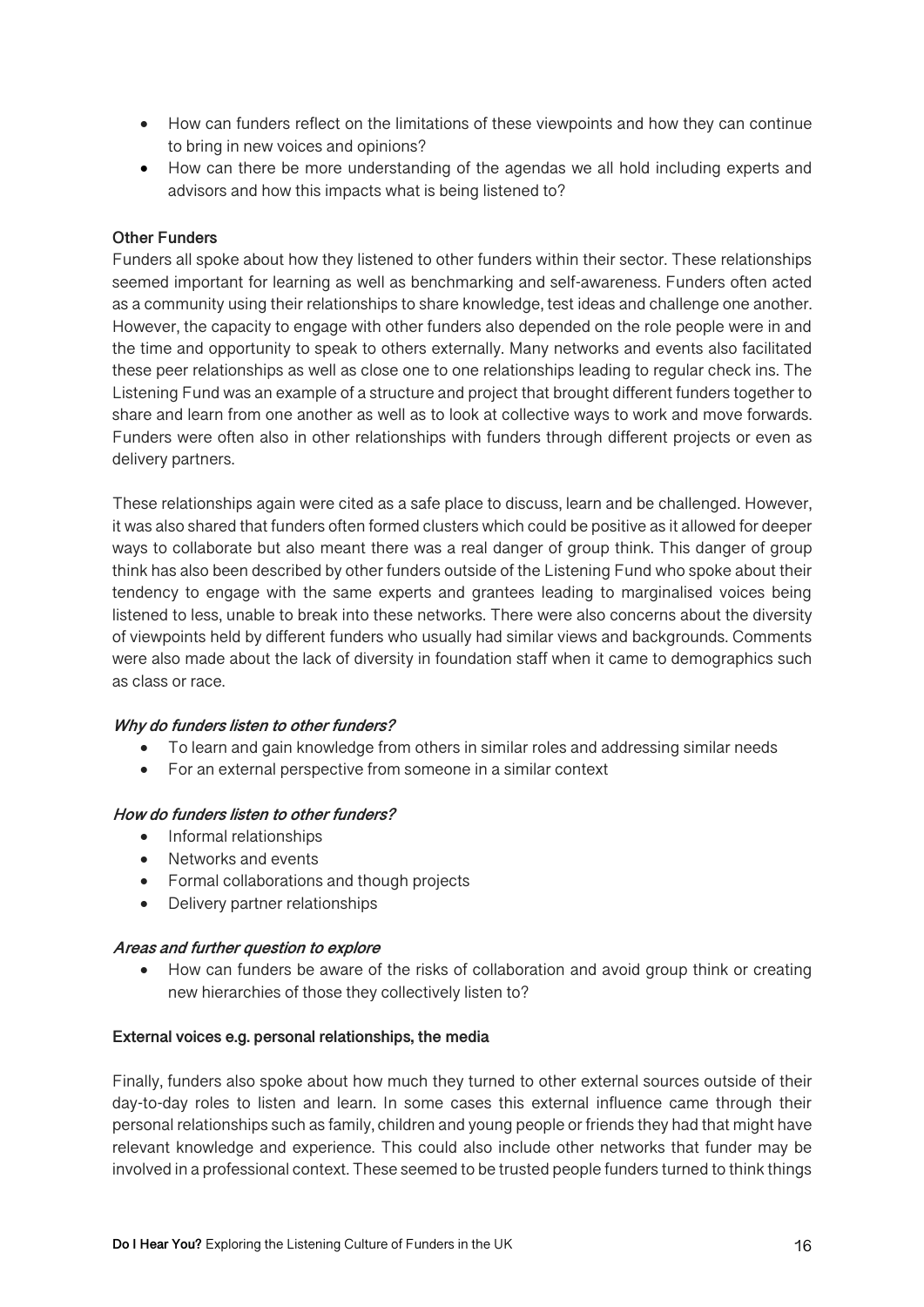- How can funders reflect on the limitations of these viewpoints and how they can continue to bring in new voices and opinions?
- How can there be more understanding of the agendas we all hold including experts and advisors and how this impacts what is being listened to?

**Other Funders**

Funders all spoke about how they listened to other funders within their sector. These relationships seemed important for learning as well as benchmarking and self-awareness. Funders often acted as a community using their relationships to share knowledge, test ideas and challenge one another. However, the capacity to engage with other funders also depended on the role people were in and the time and opportunity to speak to others externally. Many networks and events also facilitated these peer relationships as well as close one to one relationships leading to regular check ins. The Listening Fund was an example of a structure and project that brought different funders together to share and learn from one another as well as to look at collective ways to work and move forwards. Funders were often also in other relationships with funders through different projects or even as delivery partners.

These relationships again were cited as a safe place to discuss, learn and be challenged. However, it was also shared that funders often formed clusters which could be positive as it allowed for deeper ways to collaborate but also meant there was a real danger of group think. This danger of group think has also been described by other funders outside of the Listening Fund who spoke about their tendency to engage with the same experts and grantees leading to marginalised voices being listened to less, unable to break into these networks. There were also concerns about the diversity of viewpoints held by different funders who usually had similar views and backgrounds. Comments were also made about the lack of diversity in foundation staff when it came to demographics such as class or race.

***Why do funders listen to other funders?***

- To learn and gain knowledge from others in similar roles and addressing similar needs
- For an external perspective from someone in a similar context

***How do funders listen to other funders?***

- Informal relationships
- Networks and events
- Formal collaborations and though projects
- Delivery partner relationships

***Areas and further question to explore***

- How can funders be aware of the risks of collaboration and avoid group think or creating new hierarchies of those they collectively listen to?

**External voices e.g. personal relationships, the media**

Finally, funders also spoke about how much they turned to other external sources outside of their day-to-day roles to listen and learn. In some cases this external influence came through their personal relationships such as family, children and young people or friends they had that might have relevant knowledge and experience. This could also include other networks that funder may be involved in a professional context. These seemed to be trusted people funders turned to think things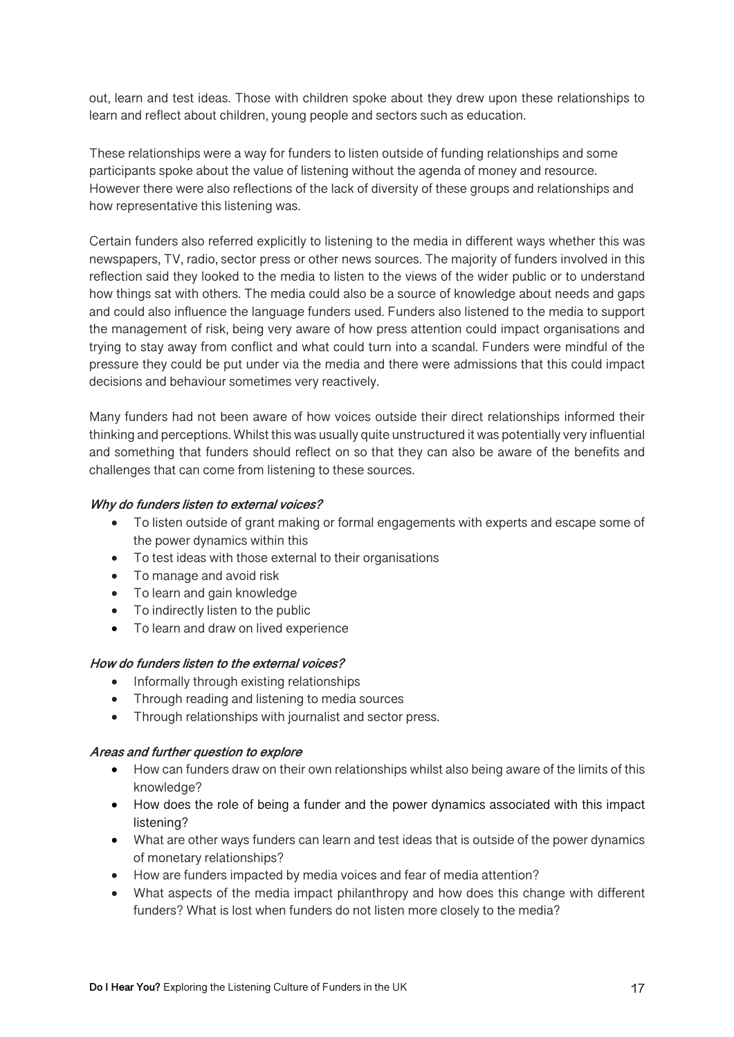out, learn and test ideas. Those with children spoke about they drew upon these relationships to learn and reflect about children, young people and sectors such as education.

These relationships were a way for funders to listen outside of funding relationships and some participants spoke about the value of listening without the agenda of money and resource. However there were also reflections of the lack of diversity of these groups and relationships and how representative this listening was.

Certain funders also referred explicitly to listening to the media in different ways whether this was newspapers, TV, radio, sector press or other news sources. The majority of funders involved in this reflection said they looked to the media to listen to the views of the wider public or to understand how things sat with others. The media could also be a source of knowledge about needs and gaps and could also influence the language funders used. Funders also listened to the media to support the management of risk, being very aware of how press attention could impact organisations and trying to stay away from conflict and what could turn into a scandal. Funders were mindful of the pressure they could be put under via the media and there were admissions that this could impact decisions and behaviour sometimes very reactively.

Many funders had not been aware of how voices outside their direct relationships informed their thinking and perceptions. Whilst this was usually quite unstructured it was potentially very influential and something that funders should reflect on so that they can also be aware of the benefits and challenges that can come from listening to these sources.

***Why do funders listen to external voices?***

- To listen outside of grant making or formal engagements with experts and escape some of the power dynamics within this
- To test ideas with those external to their organisations
- To manage and avoid risk
- To learn and gain knowledge
- To indirectly listen to the public
- To learn and draw on lived experience

***How do funders listen to the external voices?***

- Informally through existing relationships
- Through reading and listening to media sources
- Through relationships with journalist and sector press.

***Areas and further question to explore***

- How can funders draw on their own relationships whilst also being aware of the limits of this knowledge?
- How does the role of being a funder and the power dynamics associated with this impact listening?
- What are other ways funders can learn and test ideas that is outside of the power dynamics of monetary relationships?
- How are funders impacted by media voices and fear of media attention?
- What aspects of the media impact philanthropy and how does this change with different funders? What is lost when funders do not listen more closely to the media?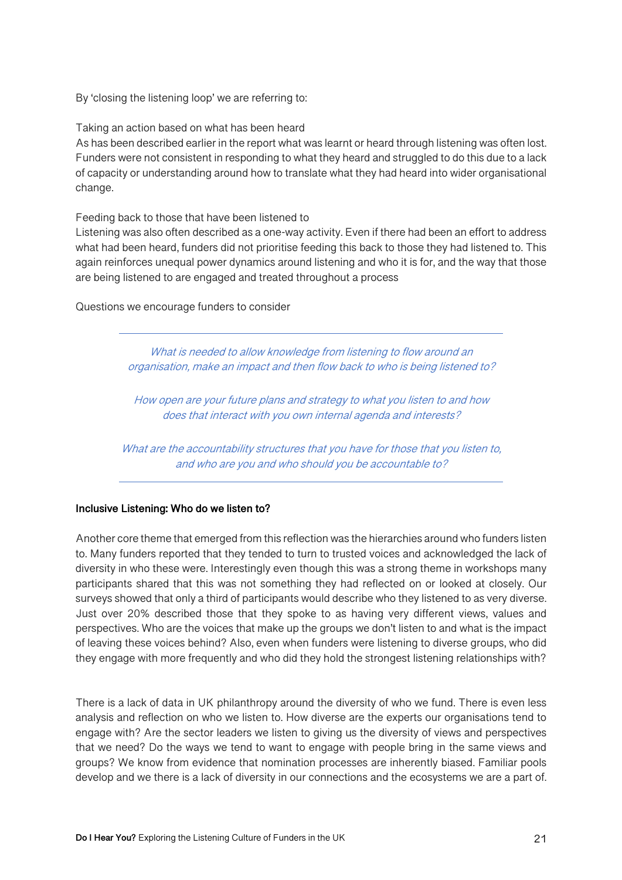By 'closing the listening loop' we are referring to:

Taking an action based on what has been heard
As has been described earlier in the report what was learnt or heard through listening was often lost. Funders were not consistent in responding to what they heard and struggled to do this due to a lack of capacity or understanding around how to translate what they had heard into wider organisational change.

Feeding back to those that have been listened to
Listening was also often described as a one-way activity. Even if there had been an effort to address what had been heard, funders did not prioritise feeding this back to those they had listened to. This again reinforces unequal power dynamics around listening and who it is for, and the way that those are being listened to are engaged and treated throughout a process

Questions we encourage funders to consider

---

*What is needed to allow knowledge from listening to flow around an organisation, make an impact and then flow back to who is being listened to?*

*How open are your future plans and strategy to what you listen to and how does that interact with you own internal agenda and interests?*

*What are the accountability structures that you have for those that you listen to, and who are you and who should you be accountable to?*

---

**Inclusive Listening: Who do we listen to?**

Another core theme that emerged from this reflection was the hierarchies around who funders listen to. Many funders reported that they tended to turn to trusted voices and acknowledged the lack of diversity in who these were. Interestingly even though this was a strong theme in workshops many participants shared that this was not something they had reflected on or looked at closely. Our surveys showed that only a third of participants would describe who they listened to as very diverse. Just over 20% described those that they spoke to as having very different views, values and perspectives. Who are the voices that make up the groups we don't listen to and what is the impact of leaving these voices behind? Also, even when funders were listening to diverse groups, who did they engage with more frequently and who did they hold the strongest listening relationships with?

There is a lack of data in UK philanthropy around the diversity of who we fund. There is even less analysis and reflection on who we listen to. How diverse are the experts our organisations tend to engage with? Are the sector leaders we listen to giving us the diversity of views and perspectives that we need? Do the ways we tend to want to engage with people bring in the same views and groups? We know from evidence that nomination processes are inherently biased. Familiar pools develop and we there is a lack of diversity in our connections and the ecosystems we are a part of.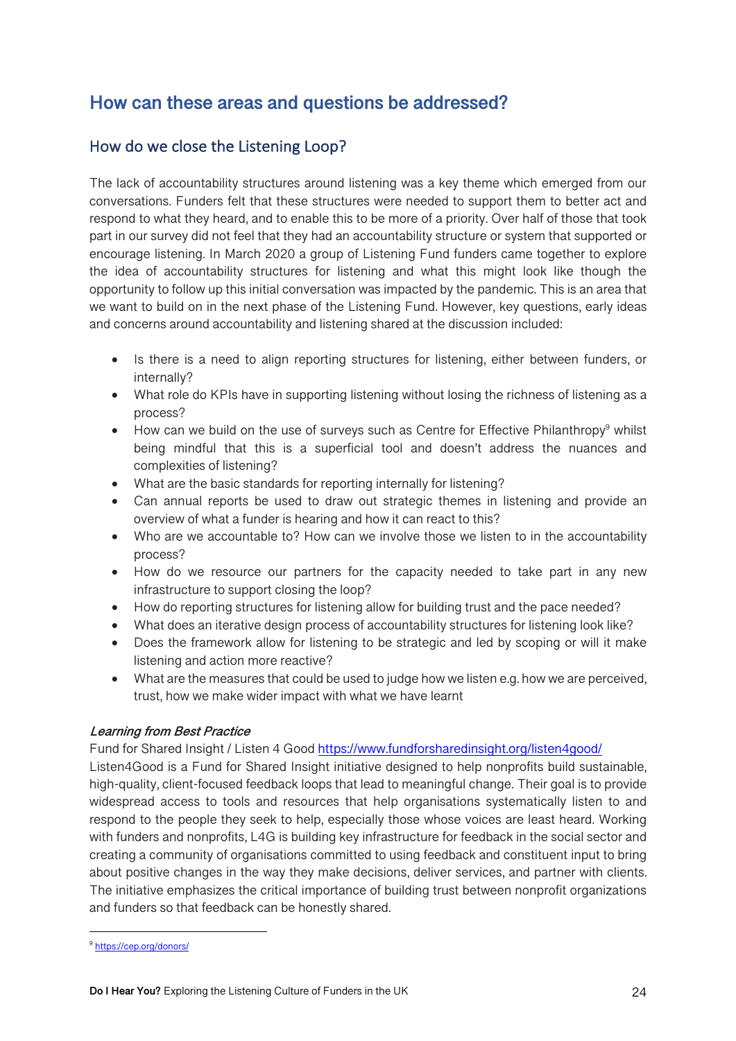## How can these areas and questions be addressed?

### How do we close the Listening Loop?

The lack of accountability structures around listening was a key theme which emerged from our conversations. Funders felt that these structures were needed to support them to better act and respond to what they heard, and to enable this to be more of a priority. Over half of those that took part in our survey did not feel that they had an accountability structure or system that supported or encourage listening. In March 2020 a group of Listening Fund funders came together to explore the idea of accountability structures for listening and what this might look like though the opportunity to follow up this initial conversation was impacted by the pandemic. This is an area that we want to build on in the next phase of the Listening Fund. However, key questions, early ideas and concerns around accountability and listening shared at the discussion included:

- Is there is a need to align reporting structures for listening, either between funders, or internally?
- What role do KPIs have in supporting listening without losing the richness of listening as a process?
- How can we build on the use of surveys such as Centre for Effective Philanthropy[9] whilst being mindful that this is a superficial tool and doesn't address the nuances and complexities of listening?
- What are the basic standards for reporting internally for listening?
- Can annual reports be used to draw out strategic themes in listening and provide an overview of what a funder is hearing and how it can react to this?
- Who are we accountable to? How can we involve those we listen to in the accountability process?
- How do we resource our partners for the capacity needed to take part in any new infrastructure to support closing the loop?
- How do reporting structures for listening allow for building trust and the pace needed?
- What does an iterative design process of accountability structures for listening look like?
- Does the framework allow for listening to be strategic and led by scoping or will it make listening and action more reactive?
- What are the measures that could be used to judge how we listen e.g. how we are perceived, trust, how we make wider impact with what we have learnt

***Learning from Best Practice***

Fund for Shared Insight / Listen 4 Good https://www.fundforsharedinsight.org/listen4good/

Listen4Good is a Fund for Shared Insight initiative designed to help nonprofits build sustainable, high-quality, client-focused feedback loops that lead to meaningful change. Their goal is to provide widespread access to tools and resources that help organisations systematically listen to and respond to the people they seek to help, especially those whose voices are least heard. Working with funders and nonprofits, L4G is building key infrastructure for feedback in the social sector and creating a community of organisations committed to using feedback and constituent input to bring about positive changes in the way they make decisions, deliver services, and partner with clients. The initiative emphasizes the critical importance of building trust between nonprofit organizations and funders so that feedback can be honestly shared.

[9] https://cep.org/donors/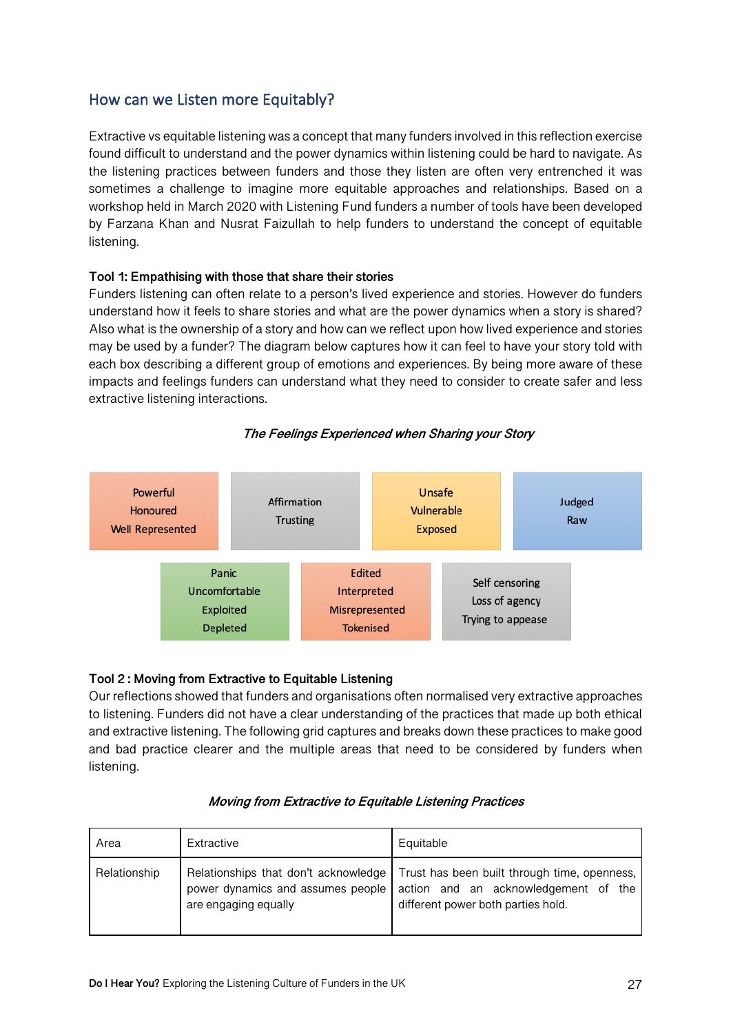## How can we Listen more Equitably?

Extractive vs equitable listening was a concept that many funders involved in this reflection exercise found difficult to understand and the power dynamics within listening could be hard to navigate. As the listening practices between funders and those they listen are often very entrenched it was sometimes a challenge to imagine more equitable approaches and relationships. Based on a workshop held in March 2020 with Listening Fund funders a number of tools have been developed by Farzana Khan and Nusrat Faizullah to help funders to understand the concept of equitable listening.

**Tool 1: Empathising with those that share their stories**

Funders listening can often relate to a person's lived experience and stories. However do funders understand how it feels to share stories and what are the power dynamics when a story is shared? Also what is the ownership of a story and how can we reflect upon how lived experience and stories may be used by a funder? The diagram below captures how it can feel to have your story told with each box describing a different group of emotions and experiences. By being more aware of these impacts and feelings funders can understand what they need to consider to create safer and less extractive listening interactions.

*The Feelings Experienced when Sharing your Story*

| | | | |
|---|---|---|---|
| Powerful<br>Honoured<br>Well Represented | Affirmation<br>Trusting | Unsafe<br>Vulnerable<br>Exposed | Judged<br>Raw |
| Panic<br>Uncomfortable<br>Exploited<br>Depleted | Edited<br>Interpreted<br>Misrepresented<br>Tokenised | Self sensoring<br>Loss of agency<br>Trying to appease | |

**Tool 2 : Moving from Extractive to Equitable Listening**

Our reflections showed that funders and organisations often normalised very extractive approaches to listening. Funders did not have a clear understanding of the practices that made up both ethical and extractive listening. The following grid captures and breaks down these practices to make good and bad practice clearer and the multiple areas that need to be considered by funders when listening.

*Moving from Extractive to Equitable Listening Practices*

| Area | Extractive | Equitable |
|---|---|---|
| Relationship | Relationships that don't acknowledge power dynamics and assumes people are engaging equally | Trust has been built through time, openness, action and an acknowledgement of the different power both parties hold. |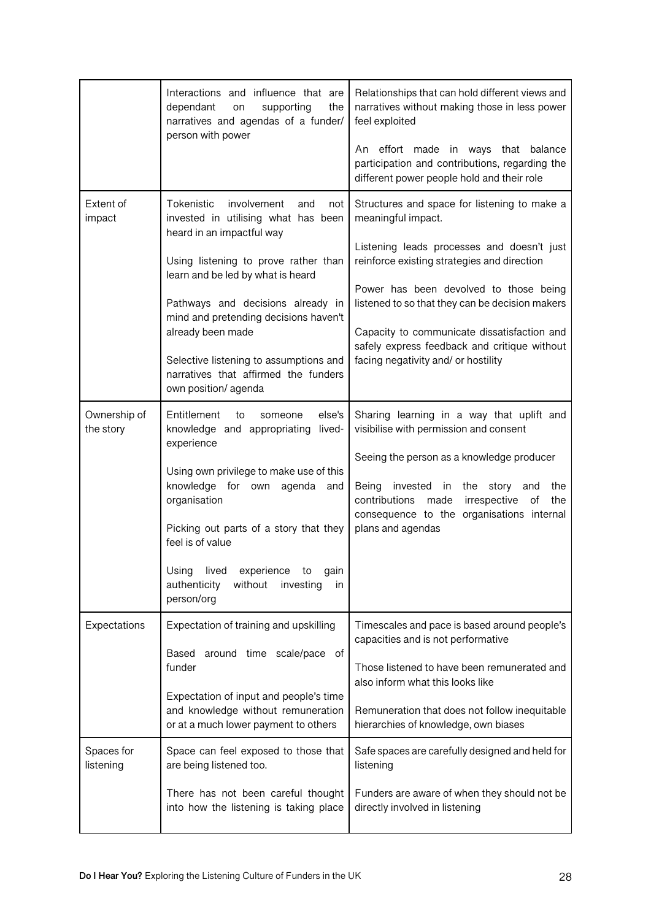| | | |
|---|---|---|
| | Interactions and influence that are dependant on supporting the narratives and agendas of a funder/ person with power | Relationships that can hold different views and narratives without making those in less power feel exploited<br><br>An effort made in ways that balance participation and contributions, regarding the different power people hold and their role |
| Extent of impact | Tokenistic involvement and not invested in utilising what has been heard in an impactful way<br><br>Using listening to prove rather than learn and be led by what is heard<br><br>Pathways and decisions already in mind and pretending decisions haven't already been made<br><br>Selective listening to assumptions and narratives that affirmed the funders own position/ agenda | Structures and space for listening to make a meaningful impact.<br><br>Listening leads processes and doesn't just reinforce existing strategies and direction<br><br>Power has been devolved to those being listened to so that they can be decision makers<br><br>Capacity to communicate dissatisfaction and safely express feedback and critique without facing negativity and/ or hostility |
| Ownership of the story | Entitlement to someone else's knowledge and appropriating lived-experience<br><br>Using own privilege to make use of this knowledge for own agenda and organisation<br><br>Picking out parts of a story that they feel is of value<br><br>Using lived experience to gain authenticity without investing in person/org | Sharing learning in a way that uplift and visibilise with permission and consent<br><br>Seeing the person as a knowledge producer<br><br>Being invested in the story and the contributions made irrespective of the consequence to the organisations internal plans and agendas |
| Expectations | Expectation of training and upskilling<br><br>Based around time scale/pace of funder<br><br>Expectation of input and people's time and knowledge without remuneration or at a much lower payment to others | Timescales and pace is based around people's capacities and is not performative<br><br>Those listened to have been remunerated and also inform what this looks like<br><br>Remuneration that does not follow inequitable hierarchies of knowledge, own biases |
| Spaces for listening | Space can feel exposed to those that are being listened too.<br><br>There has not been careful thought into how the listening is taking place | Safe spaces are carefully designed and held for listening<br><br>Funders are aware of when they should not be directly involved in listening |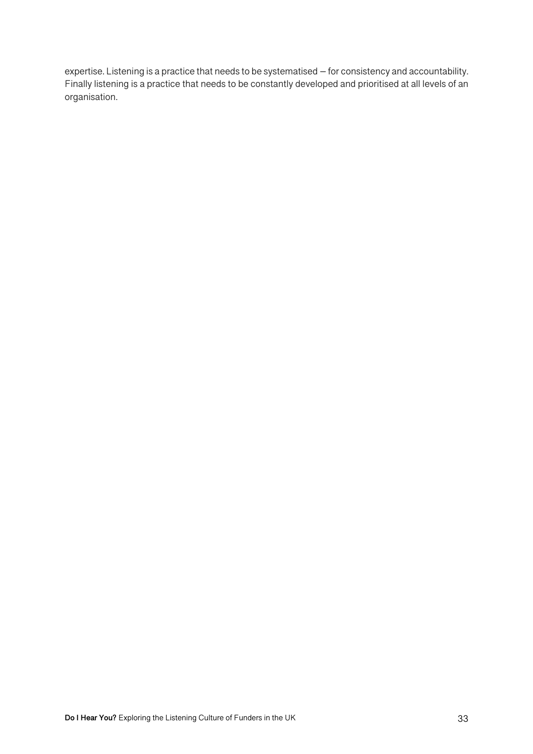expertise. Listening is a practice that needs to be systematised – for consistency and accountability. Finally listening is a practice that needs to be constantly developed and prioritised at all levels of an organisation.